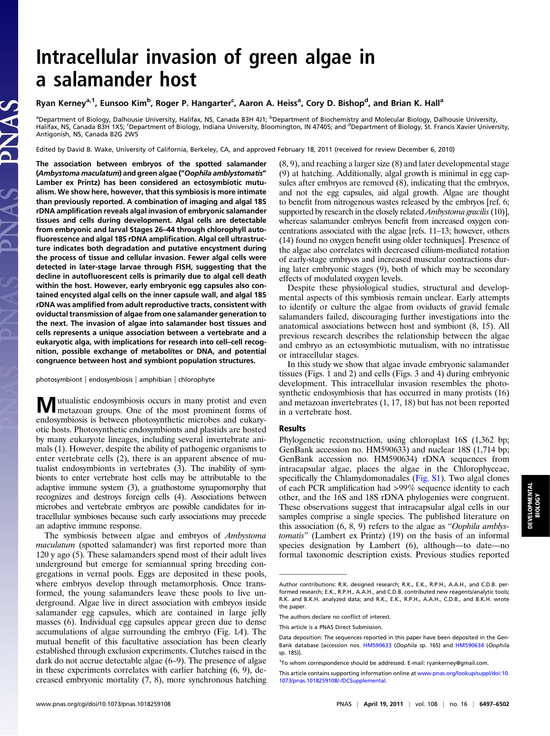# Intracellular invasion of green algae in a salamander host

Ryan Kerney[a,1], Eunsoo Kim[b], Roger P. Hangarter[c], Aaron A. Heiss[a], Cory D. Bishop[d], and Brian K. Hall[a]

[a]Department of Biology, Dalhousie University, Halifax, NS, Canada B3H 4J1; [b]Department of Biochemistry and Molecular Biology, Dalhousie University, Halifax, NS, Canada B3H 1X5; [c]Department of Biology, Indiana University, Bloomington, IN 47405; and [d]Department of Biology, St. Francis Xavier University, Antigonish, NS, Canada B2G 2W5

Edited by David B. Wake, University of California, Berkeley, CA, and approved February 18, 2011 (received for review December 6, 2010)

**The association between embryos of the spotted salamander (*Ambystoma maculatum*) and green algae ("*Oophila amblystomatis*" Lambert ex Printz) has been considered an ectosymbiotic mutualism. We show here, however, that this symbiosis is more intimate than previously reported. A combination of imaging and algal 18S rDNA amplification reveals algal invasion of embryonic salamander tissues and cells during development. Algal cells are detectable from embryonic and larval Stages 26–44 through chlorophyll autofluorescence and algal 18S rDNA amplification. Algal cell ultrastructure indicates both degradation and putative encystment during the process of tissue and cellular invasion. Fewer algal cells were detected in later-stage larvae through FISH, suggesting that the decline in autofluorescent cells is primarily due to algal cell death within the host. However, early embryonic egg capsules also contained encysted algal cells on the inner capsule wall, and algal 18S rDNA was amplified from adult reproductive tracts, consistent with oviductal transmission of algae from one salamander generation to the next. The invasion of algae into salamander host tissues and cells represents a unique association between a vertebrate and a eukaryotic alga, with implications for research into cell–cell recognition, possible exchange of metabolites or DNA, and potential congruence between host and symbiont population structures.**

photosymbiont | endosymbiosis | amphibian | chlorophyte

Mutualistic endosymbiosis occurs in many protist and even metazoan groups. One of the most prominent forms of endosymbiosis is between photosynthetic microbes and eukaryotic hosts. Photosynthetic endosymbionts and plastids are hosted by many eukaryote lineages, including several invertebrate animals (1). However, despite the ability of pathogenic organisms to enter vertebrate cells (2), there is an apparent absence of mutualist endosymbionts in vertebrates (3). The inability of symbionts to enter vertebrate host cells may be attributable to the adaptive immune system (3), a gnathostome synapomorphy that recognizes and destroys foreign cells (4). Associations between microbes and vertebrate embryos are possible candidates for intracellular symbioses because such early associations may precede an adaptive immune response.

The symbiosis between algae and embryos of *Ambystoma maculatum* (spotted salamander) was first reported more than 120 y ago (5). These salamanders spend most of their adult lives underground but emerge for semiannual spring breeding congregations in vernal pools. Eggs are deposited in these pools, where embryos develop through metamorphosis. Once transformed, the young salamanders leave these pools to live underground. Algae live in direct association with embryos inside salamander egg capsules, which are contained in large jelly masses (6). Individual egg capsules appear green due to dense accumulations of algae surrounding the embryo (Fig. 1*A*). The mutual benefit of this facultative association has been clearly established through exclusion experiments. Clutches raised in the dark do not accrue detectable algae (6–9). The presence of algae in these experiments correlates with earlier hatching (6, 9), decreased embryonic mortality (7, 8), more synchronous hatching (8, 9), and reaching a larger size (8) and later developmental stage (9) at hatching. Additionally, algal growth is minimal in egg capsules after embryos are removed (8), indicating that the embryos, and not the egg capsules, aid algal growth. Algae are thought to benefit from nitrogenous wastes released by the embryos [ref. 6; supported by research in the closely related *Ambystoma gracilis* (10)], whereas salamander embryos benefit from increased oxygen concentrations associated with the algae [refs. 11–13; however, others (14) found no oxygen benefit using older techniques]. Presence of the algae also correlates with decreased cilium-mediated rotation of early-stage embryos and increased muscular contractions during later embryonic stages (9), both of which may be secondary effects of modulated oxygen levels.

Despite these physiological studies, structural and developmental aspects of this symbiosis remain unclear. Early attempts to identify or culture the algae from oviducts of gravid female salamanders failed, discouraging further investigations into the anatomical associations between host and symbiont (8, 15). All previous research describes the relationship between the algae and embryo as an ectosymbiotic mutualism, with no intratissue or intracellular stages.

In this study we show that algae invade embryonic salamander tissues (Figs. 1 and 2) and cells (Figs. 3 and 4) during embryonic development. This intracellular invasion resembles the photosynthetic endosymbiosis that has occurred in many protists (16) and metazoan invertebrates (1, 17, 18) but has not been reported in a vertebrate host.

## Results

Phylogenetic reconstruction, using chloroplast 16S (1,362 bp; GenBank accession no. HM590633) and nuclear 18S (1,714 bp; GenBank accession no. HM590634) rDNA sequences from intracapsular algae, places the algae in the Chlorophyceae, specifically the Chlamydomonadales (Fig. S1). Two algal clones of each PCR amplification had >99% sequence identity to each other, and the 16S and 18S rDNA phylogenies were congruent. These observations suggest that intracapsular algal cells in our samples comprise a single species. The published literature on this association (6, 8, 9) refers to the algae as "*Oophila amblystomatis*" (Lambert ex Printz) (19) on the basis of an informal species designation by Lambert (6), although—to date—no formal taxonomic description exists. Previous studies reported

---

Author contributions: R.K. designed research; R.K., E.K., R.P.H., A.A.H., and C.D.B. performed research; E.K., R.P.H., A.A.H., and C.D.B. contributed new reagents/analytic tools; R.K. and B.K.H. analyzed data; and R.K., E.K., R.P.H., A.A.H., C.D.B., and B.K.H. wrote the paper.

The authors declare no conflict of interest.

This article is a PNAS Direct Submission.

Data deposition: The sequences reported in this paper have been deposited in the GenBank database [accession nos. HM590633 (*Oophila* sp. 16S) and HM590634 (*Oophila* sp. 18S)].

[1]To whom correspondence should be addressed. E-mail: ryankerney@gmail.com.

This article contains supporting information online at www.pnas.org/lookup/suppl/doi:10.1073/pnas.1018259108/-/DCSupplemental.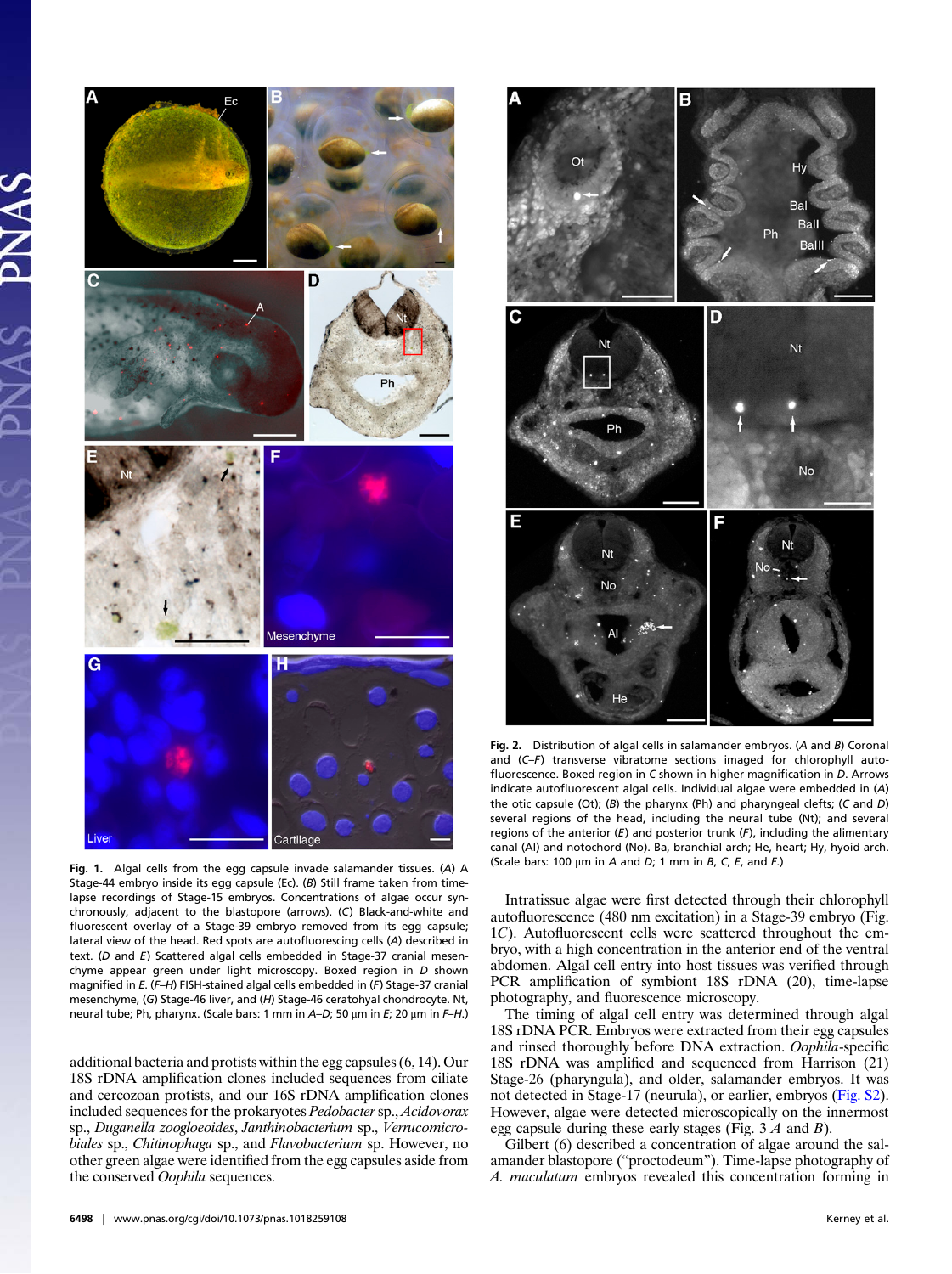**Fig. 1.** Algal cells from the egg capsule invade salamander tissues. (*A*) A Stage-44 embryo inside its egg capsule (Ec). (*B*) Still frame taken from time-lapse recordings of Stage-15 embryos. Concentrations of algae occur synchronously, adjacent to the blastopore (arrows). (*C*) Black-and-white and fluorescent overlay of a Stage-39 embryo removed from its egg capsule; lateral view of the head. Red spots are autofluorescing cells (A) described in text. (*D* and *E*) Scattered algal cells embedded in Stage-37 cranial mesenchyme appear green under light microscopy. Boxed region in *D* shown magnified in *E*. (*F*–*H*) FISH-stained algal cells embedded in (*F*) Stage-37 cranial mesenchyme, (*G*) Stage-46 liver, and (*H*) Stage-46 ceratohyal chondrocyte. Nt, neural tube; Ph, pharynx. (Scale bars: 1 mm in *A*–*D*; 50 μm in *E*; 20 μm in *F*–*H*.)

**Fig. 2.** Distribution of algal cells in salamander embryos. (*A* and *B*) Coronal and (*C*–*F*) transverse vibratome sections imaged for chlorophyll autofluorescence. Boxed region in *C* shown in higher magnification in *D*. Arrows indicate autofluorescent algal cells. Individual algae were embedded in (*A*) the otic capsule (Ot); (*B*) the pharynx (Ph) and pharyngeal clefts; (*C* and *D*) several regions of the head, including the neural tube (Nt); and several regions of the anterior (*E*) and posterior trunk (*F*), including the alimentary canal (Al) and notochord (No). Ba, branchial arch; He, heart; Hy, hyoid arch. (Scale bars: 100 μm in *A* and *D*; 1 mm in *B*, *C*, *E*, and *F*.)

additional bacteria and protists within the egg capsules (6, 14). Our 18S rDNA amplification clones included sequences from ciliate and cercozoan protists, and our 16S rDNA amplification clones included sequences for the prokaryotes *Pedobacter* sp., *Acidovorax* sp., *Duganella zoogloeoides*, *Janthinobacterium* sp., *Verrucomicrobiales* sp., *Chitinophaga* sp., and *Flavobacterium* sp. However, no other green algae were identified from the egg capsules aside from the conserved *Oophila* sequences.

Intratissue algae were first detected through their chlorophyll autofluorescence (480 nm excitation) in a Stage-39 embryo (Fig. 1*C*). Autofluorescent cells were scattered throughout the embryo, with a high concentration in the anterior end of the ventral abdomen. Algal cell entry into host tissues was verified through PCR amplification of symbiont 18S rDNA (20), time-lapse photography, and fluorescence microscopy.

The timing of algal cell entry was determined through algal 18S rDNA PCR. Embryos were extracted from their egg capsules and rinsed thoroughly before DNA extraction. *Oophila*-specific 18S rDNA was amplified and sequenced from Harrison (21) Stage-26 (pharyngula), and older, salamander embryos. It was not detected in Stage-17 (neurula), or earlier, embryos (Fig. S2). However, algae were detected microscopically on the innermost egg capsule during these early stages (Fig. 3 *A* and *B*).

Gilbert (6) described a concentration of algae around the salamander blastopore ("proctodeum"). Time-lapse photography of *A. maculatum* embryos revealed this concentration forming in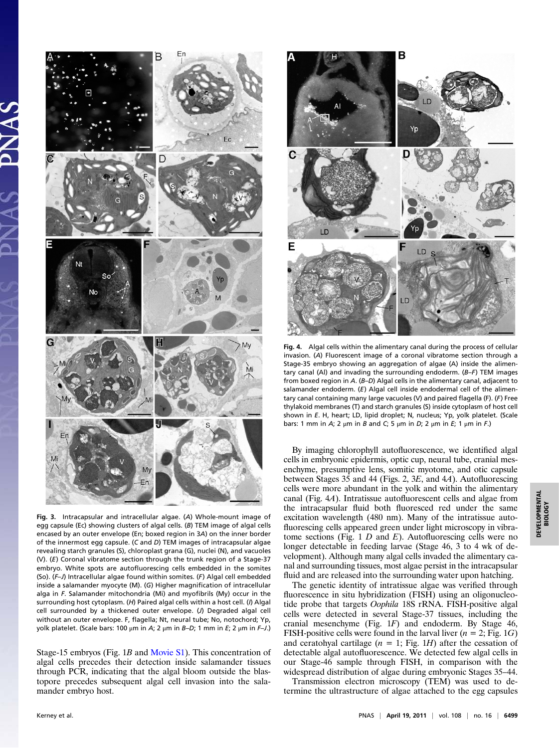**Fig. 3.** Intracapsular and intracellular algae. (*A*) Whole-mount image of egg capsule (Ec) showing clusters of algal cells. (*B*) TEM image of algal cells encased by an outer envelope (En; boxed region in 3*A*) on the inner border of the innermost egg capsule. (*C* and *D*) TEM images of intracapsular algae revealing starch granules (S), chloroplast grana (G), nuclei (N), and vacuoles (V). (*E*) Coronal vibratome section through the trunk region of a Stage-37 embryo. White spots are autofluorescing cells embedded in the somites (So). (*F*–*J*) Intracellular algae found within somites. (*F*) Algal cell embedded inside a salamander myocyte (M). (*G*) Higher magnification of intracellular alga in *F*. Salamander mitochondria (Mi) and myofibrils (My) occur in the surrounding host cytoplasm. (*H*) Paired algal cells within a host cell. (*I*) Algal cell surrounded by a thickened outer envelope. (*J*) Degraded algal cell without an outer envelope. F, flagella; Nt, neural tube; No, notochord; Yp, yolk platelet. (Scale bars: 100 μm in *A*; 2 μm in *B*–*D*; 1 mm in *E*; 2 μm in *F*–*J*.)

Stage-15 embryos (Fig. 1*B* and Movie S1). This concentration of algal cells precedes their detection inside salamander tissues through PCR, indicating that the algal bloom outside the blastopore precedes subsequent algal cell invasion into the salamander embryo host.

**Fig. 4.** Algal cells within the alimentary canal during the process of cellular invasion. (*A*) Fluorescent image of a coronal vibratome section through a Stage-35 embryo showing an aggregation of algae (A) inside the alimentary canal (Al) and invading the surrounding endoderm. (*B*–*F*) TEM images from boxed region in *A*. (*B*–*D*) Algal cells in the alimentary canal, adjacent to salamander endoderm. (*E*) Algal cell inside endodermal cell of the alimentary canal containing many large vacuoles (V) and paired flagella (F). (*F*) Free thylakoid membranes (T) and starch granules (S) inside cytoplasm of host cell shown in *E*. H, heart; LD, lipid droplet; N, nucleus; Yp, yolk platelet. (Scale bars: 1 mm in *A*; 2 μm in *B* and *C*; 5 μm in *D*; 2 μm in *E*; 1 μm in *F*.)

By imaging chlorophyll autofluorescence, we identified algal cells in embryonic epidermis, optic cup, neural tube, cranial mesenchyme, presumptive lens, somitic myotome, and otic capsule between Stages 35 and 44 (Figs. 2, 3*E*, and 4*A*). Autofluorescing cells were more abundant in the yolk and within the alimentary canal (Fig. 4*A*). Intratissue autofluorescent cells and algae from the intracapsular fluid both fluoresced red under the same excitation wavelength (480 nm). Many of the intratissue autofluorescing cells appeared green under light microscopy in vibratome sections (Fig. 1 *D* and *E*). Autofluorescing cells were no longer detectable in feeding larvae (Stage 46, 3 to 4 wk of development). Although many algal cells invaded the alimentary canal and surrounding tissues, most algae persist in the intracapsular fluid and are released into the surrounding water upon hatching.

The genetic identity of intratissue algae was verified through fluorescence in situ hybridization (FISH) using an oligonucleotide probe that targets *Oophila* 18S rRNA. FISH-positive algal cells were detected in several Stage-37 tissues, including the cranial mesenchyme (Fig. 1*F*) and endoderm. By Stage 46, FISH-positive cells were found in the larval liver ($n = 2$; Fig. 1*G*) and ceratohyal cartilage ($n = 1$; Fig. 1*H*) after the cessation of detectable algal autofluorescence. We detected few algal cells in our Stage-46 sample through FISH, in comparison with the widespread distribution of algae during embryonic Stages 35–44.

Transmission electron microscopy (TEM) was used to determine the ultrastructure of algae attached to the egg capsules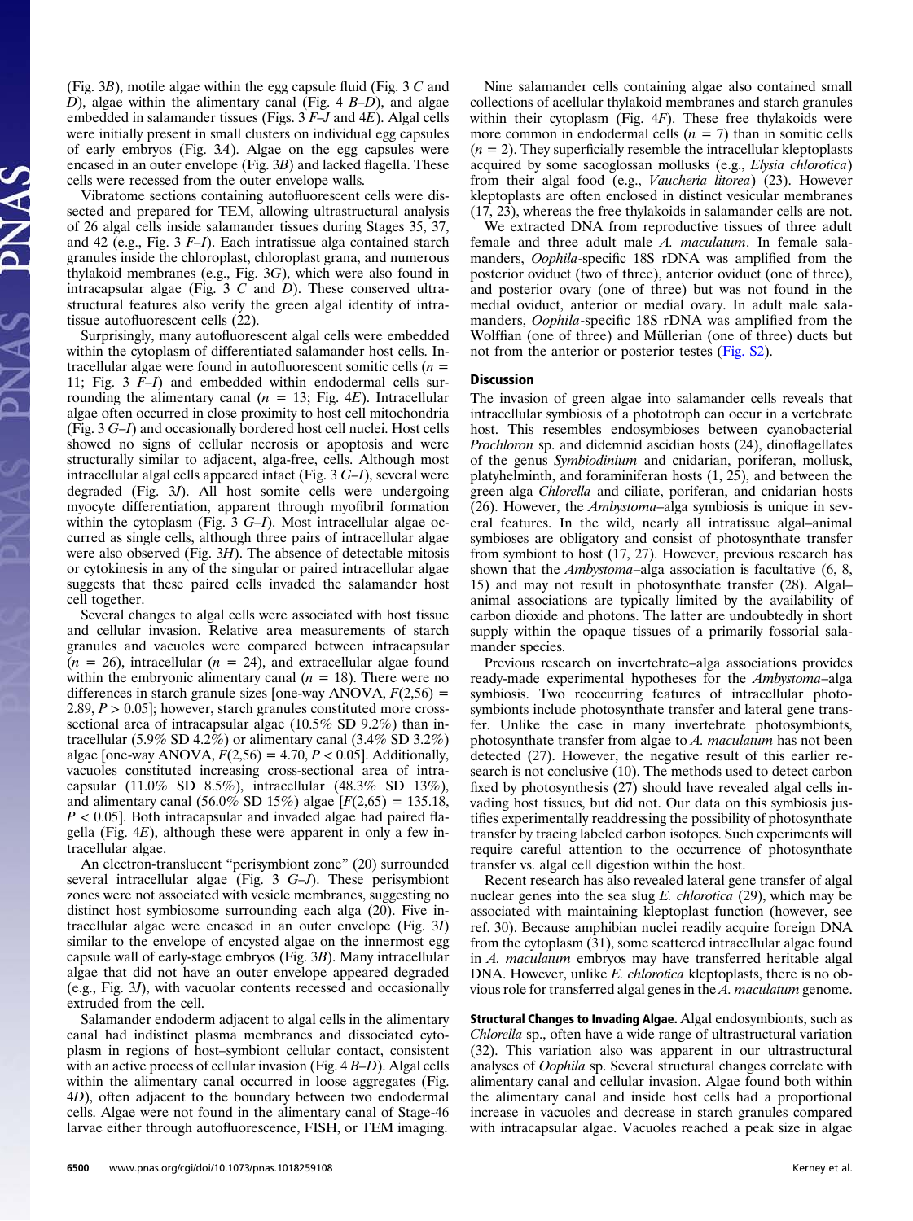(Fig. 3*B*), motile algae within the egg capsule fluid (Fig. 3 *C* and *D*), algae within the alimentary canal (Fig. 4 *B–D*), and algae embedded in salamander tissues (Figs. 3 *F–J* and 4*E*). Algal cells were initially present in small clusters on individual egg capsules of early embryos (Fig. 3*A*). Algae on the egg capsules were encased in an outer envelope (Fig. 3*B*) and lacked flagella. These cells were recessed from the outer envelope walls.

Vibratome sections containing autofluorescent cells were dissected and prepared for TEM, allowing ultrastructural analysis of 26 algal cells inside salamander tissues during Stages 35, 37, and 42 (e.g., Fig. 3 *F–I*). Each intratissue alga contained starch granules inside the chloroplast, chloroplast grana, and numerous thylakoid membranes (e.g., Fig. 3*G*), which were also found in intracapsular algae (Fig. 3 *C* and *D*). These conserved ultrastructural features also verify the green algal identity of intratissue autofluorescent cells (22).

Surprisingly, many autofluorescent algal cells were embedded within the cytoplasm of differentiated salamander host cells. Intracellular algae were found in autofluorescent somitic cells ($n$ = 11; Fig. 3 *F–I*) and embedded within endodermal cells surrounding the alimentary canal ($n$ = 13; Fig. 4*E*). Intracellular algae often occurred in close proximity to host cell mitochondria (Fig. 3 *G–I*) and occasionally bordered host cell nuclei. Host cells showed no signs of cellular necrosis or apoptosis and were structurally similar to adjacent, alga-free, cells. Although most intracellular algal cells appeared intact (Fig. 3 *G–I*), several were degraded (Fig. 3*J*). All host somite cells were undergoing myocyte differentiation, apparent through myofibril formation within the cytoplasm (Fig. 3 *G–I*). Most intracellular algae occurred as single cells, although three pairs of intracellular algae were also observed (Fig. 3*H*). The absence of detectable mitosis or cytokinesis in any of the singular or paired intracellular algae suggests that these paired cells invaded the salamander host cell together.

Several changes to algal cells were associated with host tissue and cellular invasion. Relative area measurements of starch granules and vacuoles were compared between intracapsular ($n$ = 26), intracellular ($n$ = 24), and extracellular algae found within the embryonic alimentary canal ($n$ = 18). There were no differences in starch granule sizes [one-way ANOVA, $F(2,56)$ = 2.89, $P > 0.05$]; however, starch granules constituted more cross-sectional area of intracapsular algae (10.5% SD 9.2%) than intracellular (5.9% SD 4.2%) or alimentary canal (3.4% SD 3.2%) algae [one-way ANOVA, $F(2,56)$ = 4.70, $P < 0.05$]. Additionally, vacuoles constituted increasing cross-sectional area of intracapsular (11.0% SD 8.5%), intracellular (48.3% SD 13%), and alimentary canal (56.0% SD 15%) algae [$F(2,65)$ = 135.18, $P < 0.05$]. Both intracapsular and invaded algae had paired flagella (Fig. 4*E*), although these were apparent in only a few intracellular algae.

An electron-translucent "perisymbiont zone" (20) surrounded several intracellular algae (Fig. 3 *G–J*). These perisymbiont zones were not associated with vesicle membranes, suggesting no distinct host symbiosome surrounding each alga (20). Five intracellular algae were encased in an outer envelope (Fig. 3*I*) similar to the envelope of encysted algae on the innermost egg capsule wall of early-stage embryos (Fig. 3*B*). Many intracellular algae that did not have an outer envelope appeared degraded (e.g., Fig. 3*J*), with vacuolar contents recessed and occasionally extruded from the cell.

Salamander endoderm adjacent to algal cells in the alimentary canal had indistinct plasma membranes and dissociated cytoplasm in regions of host–symbiont cellular contact, consistent with an active process of cellular invasion (Fig. 4 *B–D*). Algal cells within the alimentary canal occurred in loose aggregates (Fig. 4*D*), often adjacent to the boundary between two endodermal cells. Algae were not found in the alimentary canal of Stage-46 larvae either through autofluorescence, FISH, or TEM imaging.

Nine salamander cells containing algae also contained small collections of acellular thylakoid membranes and starch granules within their cytoplasm (Fig. 4*F*). These free thylakoids were more common in endodermal cells ($n$ = 7) than in somitic cells ($n$ = 2). They superficially resemble the intracellular kleptoplasts acquired by some sacoglossan mollusks (e.g., *Elysia chlorotica*) from their algal food (e.g., *Vaucheria litorea*) (23). However kleptoplasts are often enclosed in distinct vesicular membranes (17, 23), whereas the free thylakoids in salamander cells are not.

We extracted DNA from reproductive tissues of three adult female and three adult male *A. maculatum*. In female salamanders, *Oophila*-specific 18S rDNA was amplified from the posterior oviduct (two of three), anterior oviduct (one of three), and posterior ovary (one of three) but was not found in the medial oviduct, anterior or medial ovary. In adult male salamanders, *Oophila*-specific 18S rDNA was amplified from the Wolffian (one of three) and Müllerian (one of three) ducts but not from the anterior or posterior testes (Fig. S2).

## Discussion

The invasion of green algae into salamander cells reveals that intracellular symbiosis of a phototroph can occur in a vertebrate host. This resembles endosymbioses between cyanobacterial *Prochloron* sp. and didemnid ascidian hosts (24), dinoflagellates of the genus *Symbiodinium* and cnidarian, poriferan, mollusk, platyhelminth, and foraminiferan hosts (1, 25), and between the green alga *Chlorella* and ciliate, poriferan, and cnidarian hosts (26). However, the *Ambystoma*–alga symbiosis is unique in several features. In the wild, nearly all intratissue algal–animal symbioses are obligatory and consist of photosynthate transfer from symbiont to host (17, 27). However, previous research has shown that the *Ambystoma*–alga association is facultative (6, 8, 15) and may not result in photosynthate transfer (28). Algal–animal associations are typically limited by the availability of carbon dioxide and photons. The latter are undoubtedly in short supply within the opaque tissues of a primarily fossorial salamander species.

Previous research on invertebrate–alga associations provides ready-made experimental hypotheses for the *Ambystoma*–alga symbiosis. Two reoccurring features of intracellular photosymbionts include photosynthate transfer and lateral gene transfer. Unlike the case in many invertebrate photosymbionts, photosynthate transfer from algae to *A. maculatum* has not been detected (27). However, the negative result of this earlier research is not conclusive (10). The methods used to detect carbon fixed by photosynthesis (27) should have revealed algal cells invading host tissues, but did not. Our data on this symbiosis justifies experimentally readdressing the possibility of photosynthate transfer by tracing labeled carbon isotopes. Such experiments will require careful attention to the occurrence of photosynthate transfer vs. algal cell digestion within the host.

Recent research has also revealed lateral gene transfer of algal nuclear genes into the sea slug *E. chlorotica* (29), which may be associated with maintaining kleptoplast function (however, see ref. 30). Because amphibian nuclei readily acquire foreign DNA from the cytoplasm (31), some scattered intracellular algae found in *A. maculatum* embryos may have transferred heritable algal DNA. However, unlike *E. chlorotica* kleptoplasts, there is no obvious role for transferred algal genes in the *A. maculatum* genome.

**Structural Changes to Invading Algae.** Algal endosymbionts, such as *Chlorella* sp., often have a wide range of ultrastructural variation (32). This variation also was apparent in our ultrastructural analyses of *Oophila* sp. Several structural changes correlate with alimentary canal and cellular invasion. Algae found both within the alimentary canal and inside host cells had a proportional increase in vacuoles and decrease in starch granules compared with intracapsular algae. Vacuoles reached a peak size in algae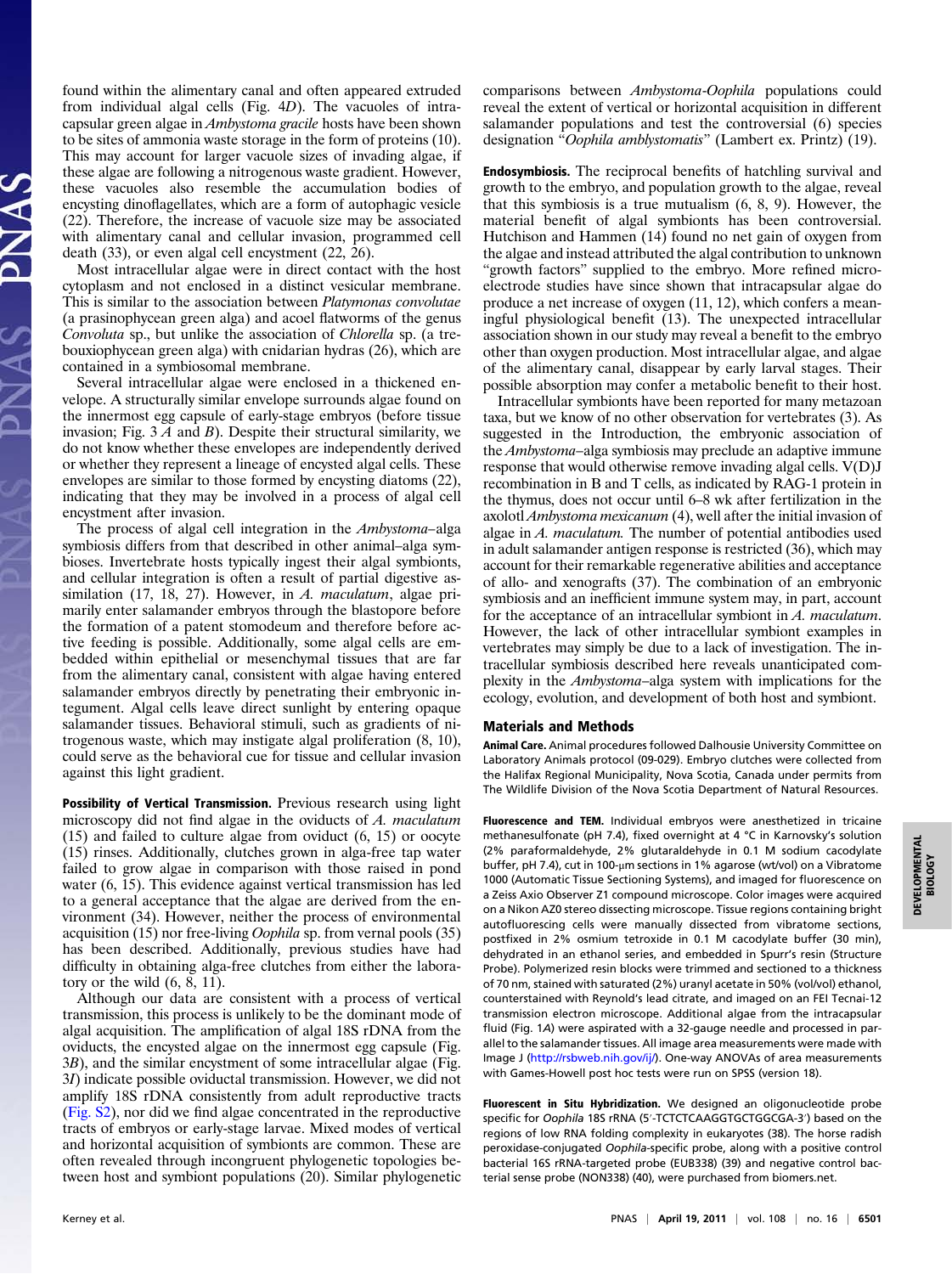found within the alimentary canal and often appeared extruded from individual algal cells (Fig. 4*D*). The vacuoles of intracapsular green algae in *Ambystoma gracile* hosts have been shown to be sites of ammonia waste storage in the form of proteins (10). This may account for larger vacuole sizes of invading algae, if these algae are following a nitrogenous waste gradient. However, these vacuoles also resemble the accumulation bodies of encysting dinoflagellates, which are a form of autophagic vesicle (22). Therefore, the increase of vacuole size may be associated with alimentary canal and cellular invasion, programmed cell death (33), or even algal cell encystment (22, 26).

Most intracellular algae were in direct contact with the host cytoplasm and not enclosed in a distinct vesicular membrane. This is similar to the association between *Platymonas convolutae* (a prasinophycean green alga) and acoel flatworms of the genus *Convoluta* sp., but unlike the association of *Chlorella* sp. (a trebouxiophycean green alga) with cnidarian hydras (26), which are contained in a symbiosomal membrane.

Several intracellular algae were enclosed in a thickened envelope. A structurally similar envelope surrounds algae found on the innermost egg capsule of early-stage embryos (before tissue invasion; Fig. 3 *A* and *B*). Despite their structural similarity, we do not know whether these envelopes are independently derived or whether they represent a lineage of encysted algal cells. These envelopes are similar to those formed by encysting diatoms (22), indicating that they may be involved in a process of algal cell encystment after invasion.

The process of algal cell integration in the *Ambystoma*–alga symbiosis differs from that described in other animal–alga symbioses. Invertebrate hosts typically ingest their algal symbionts, and cellular integration is often a result of partial digestive assimilation (17, 18, 27). However, in *A. maculatum*, algae primarily enter salamander embryos through the blastopore before the formation of a patent stomodeum and therefore before active feeding is possible. Additionally, some algal cells are embedded within epithelial or mesenchymal tissues that are far from the alimentary canal, consistent with algae having entered salamander embryos directly by penetrating their embryonic integument. Algal cells leave direct sunlight by entering opaque salamander tissues. Behavioral stimuli, such as gradients of nitrogenous waste, which may instigate algal proliferation (8, 10), could serve as the behavioral cue for tissue and cellular invasion against this light gradient.

**Possibility of Vertical Transmission.** Previous research using light microscopy did not find algae in the oviducts of *A. maculatum* (15) and failed to culture algae from oviduct (6, 15) or oocyte (15) rinses. Additionally, clutches grown in alga-free tap water failed to grow algae in comparison with those raised in pond water (6, 15). This evidence against vertical transmission has led to a general acceptance that the algae are derived from the environment (34). However, neither the process of environmental acquisition (15) nor free-living *Oophila* sp. from vernal pools (35) has been described. Additionally, previous studies have had difficulty in obtaining alga-free clutches from either the laboratory or the wild (6, 8, 11).

Although our data are consistent with a process of vertical transmission, this process is unlikely to be the dominant mode of algal acquisition. The amplification of algal 18S rDNA from the oviducts, the encysted algae on the innermost egg capsule (Fig. 3*B*), and the similar encystment of some intracellular algae (Fig. 3*I*) indicate possible oviductal transmission. However, we did not amplify 18S rDNA consistently from adult reproductive tracts (Fig. S2), nor did we find algae concentrated in the reproductive tracts of embryos or early-stage larvae. Mixed modes of vertical and horizontal acquisition of symbionts are common. These are often revealed through incongruent phylogenetic topologies between host and symbiont populations (20). Similar phylogenetic comparisons between *Ambystoma*-*Oophila* populations could reveal the extent of vertical or horizontal acquisition in different salamander populations and test the controversial (6) species designation "*Oophila amblystomatis*" (Lambert ex. Printz) (19).

**Endosymbiosis.** The reciprocal benefits of hatchling survival and growth to the embryo, and population growth to the algae, reveal that this symbiosis is a true mutualism (6, 8, 9). However, the material benefit of algal symbionts has been controversial. Hutchison and Hammen (14) found no net gain of oxygen from the algae and instead attributed the algal contribution to unknown "growth factors" supplied to the embryo. More refined microelectrode studies have since shown that intracapsular algae do produce a net increase of oxygen (11, 12), which confers a meaningful physiological benefit (13). The unexpected intracellular association shown in our study may reveal a benefit to the embryo other than oxygen production. Most intracellular algae, and algae of the alimentary canal, disappear by early larval stages. Their possible absorption may confer a metabolic benefit to their host.

Intracellular symbionts have been reported for many metazoan taxa, but we know of no other observation for vertebrates (3). As suggested in the Introduction, the embryonic association of the *Ambystoma*–alga symbiosis may preclude an adaptive immune response that would otherwise remove invading algal cells. V(D)J recombination in B and T cells, as indicated by RAG-1 protein in the thymus, does not occur until 6–8 wk after fertilization in the axolotl *Ambystoma mexicanum* (4), well after the initial invasion of algae in *A. maculatum*. The number of potential antibodies used in adult salamander antigen response is restricted (36), which may account for their remarkable regenerative abilities and acceptance of allo- and xenografts (37). The combination of an embryonic symbiosis and an inefficient immune system may, in part, account for the acceptance of an intracellular symbiont in *A. maculatum*. However, the lack of other intracellular symbiont examples in vertebrates may simply be due to a lack of investigation. The intracellular symbiosis described here reveals unanticipated complexity in the *Ambystoma*–alga system with implications for the ecology, evolution, and development of both host and symbiont.

## Materials and Methods

**Animal Care.** Animal procedures followed Dalhousie University Committee on Laboratory Animals protocol (09-029). Embryo clutches were collected from the Halifax Regional Municipality, Nova Scotia, Canada under permits from The Wildlife Division of the Nova Scotia Department of Natural Resources.

**Fluorescence and TEM.** Individual embryos were anesthetized in tricaine methanesulfonate (pH 7.4), fixed overnight at 4 °C in Karnovsky's solution (2% paraformaldehyde, 2% glutaraldehyde in 0.1 M sodium cacodylate buffer, pH 7.4), cut in 100-μm sections in 1% agarose (wt/vol) on a Vibratome 1000 (Automatic Tissue Sectioning Systems), and imaged for fluorescence on a Zeiss Axio Observer Z1 compound microscope. Color images were acquired on a Nikon AZ0 stereo dissecting microscope. Tissue regions containing bright autofluorescing cells were manually dissected from vibratome sections, postfixed in 2% osmium tetroxide in 0.1 M cacodylate buffer (30 min), dehydrated in an ethanol series, and embedded in Spurr's resin (Structure Probe). Polymerized resin blocks were trimmed and sectioned to a thickness of 70 nm, stained with saturated (2%) uranyl acetate in 50% (vol/vol) ethanol, counterstained with Reynold's lead citrate, and imaged on an FEI Tecnai-12 transmission electron microscope. Additional algae from the intracapsular fluid (Fig. 1*A*) were aspirated with a 32-gauge needle and processed in parallel to the salamander tissues. All image area measurements were made with Image J (http://rsbweb.nih.gov/ij/). One-way ANOVAs of area measurements with Games-Howell post hoc tests were run on SPSS (version 18).

**Fluorescent in Situ Hybridization.** We designed an oligonucleotide probe specific for *Oophila* 18S rRNA (5′-TCTCTCAAGGTGCTGGCGA-3′) based on the regions of low RNA folding complexity in eukaryotes (38). The horse radish peroxidase-conjugated *Oophila*-specific probe, along with a positive control bacterial 16S rRNA-targeted probe (EUB338) (39) and negative control bacterial sense probe (NON338) (40), were purchased from biomers.net.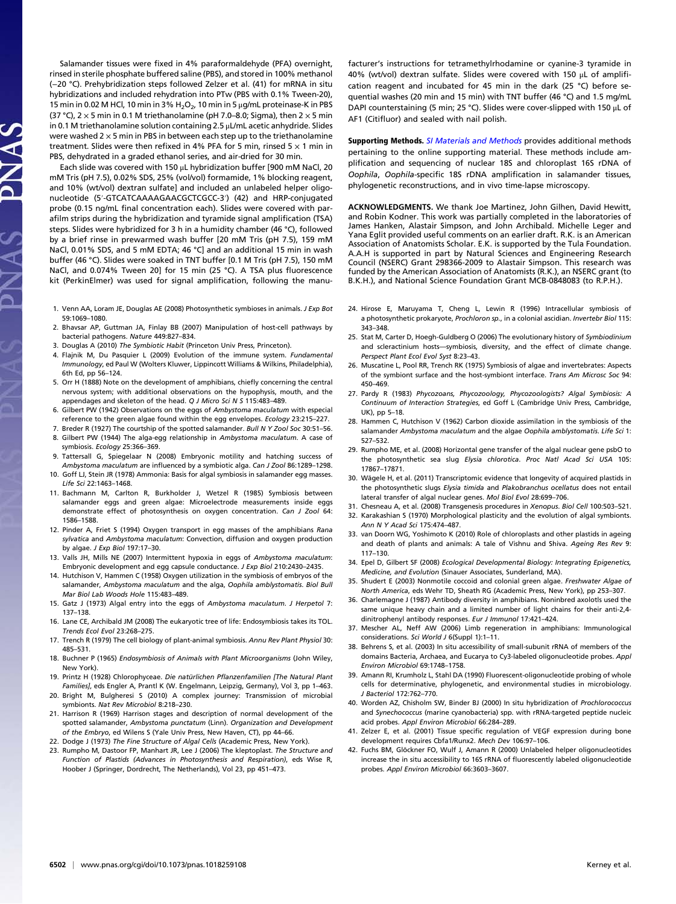Salamander tissues were fixed in 4% paraformaldehyde (PFA) overnight, rinsed in sterile phosphate buffered saline (PBS), and stored in 100% methanol (−20 °C). Prehybridization steps followed Zelzer et al. (41) for mRNA in situ hybridizations and included rehydration into PTw (PBS with 0.1% Tween-20), 15 min in 0.02 M HCl, 10 min in 3% $H_2O_2$, 10 min in 5 μg/mL proteinase-K in PBS (37 °C), 2 × 5 min in 0.1 M triethanolamine (pH 7.0–8.0; Sigma), then 2 × 5 min in 0.1 M triethanolamine solution containing 2.5 μL/mL acetic anhydride. Slides were washed 2 × 5 min in PBS in between each step up to the triethanolamine treatment. Slides were then refixed in 4% PFA for 5 min, rinsed 5 × 1 min in PBS, dehydrated in a graded ethanol series, and air-dried for 30 min.

Each slide was covered with 150 μL hybridization buffer [900 mM NaCl, 20 mM Tris (pH 7.5), 0.02% SDS, 25% (vol/vol) formamide, 1% blocking reagent, and 10% (wt/vol) dextran sulfate] and included an unlabeled helper oligonucleotide (5′-GTCATCAAAAGAACGCTCGCC-3′) (42) and HRP-conjugated probe (0.15 ng/mL final concentration each). Slides were covered with parafilm strips during the hybridization and tyramide signal amplification (TSA) steps. Slides were hybridized for 3 h in a humidity chamber (46 °C), followed by a brief rinse in prewarmed wash buffer [20 mM Tris (pH 7.5), 159 mM NaCl, 0.01% SDS, and 5 mM EDTA; 46 °C] and an additional 15 min in wash buffer (46 °C). Slides were soaked in TNT buffer [0.1 M Tris (pH 7.5), 150 mM NaCl, and 0.074% Tween 20] for 15 min (25 °C). A TSA plus fluorescence kit (PerkinElmer) was used for signal amplification, following the manufacturer's instructions for tetramethylrhodamine or cyanine-3 tyramide in 40% (wt/vol) dextran sulfate. Slides were covered with 150 μL of amplification reagent and incubated for 45 min in the dark (25 °C) before sequential washes (20 min and 15 min) with TNT buffer (46 °C) and 1.5 mg/mL DAPI counterstaining (5 min; 25 °C). Slides were cover-slipped with 150 μL of AF1 (Citifluor) and sealed with nail polish.

**Supporting Methods.** *SI Materials and Methods* provides additional methods pertaining to the online supporting material. These methods include amplification and sequencing of nuclear 18S and chloroplast 16S rDNA of *Oophila*, *Oophila*-specific 18S rDNA amplification in salamander tissues, phylogenetic reconstructions, and in vivo time-lapse microscopy.

**ACKNOWLEDGMENTS.** We thank Joe Martinez, John Gilhen, David Hewitt, and Robin Kodner. This work was partially completed in the laboratories of James Hanken, Alastair Simpson, and John Archibald. Michelle Leger and Yana Eglit provided useful comments on an earlier draft. R.K. is an American Association of Anatomists Scholar. E.K. is supported by the Tula Foundation. A.A.H is supported in part by Natural Sciences and Engineering Research Council (NSERC) Grant 298366-2009 to Alastair Simpson. This research was funded by the American Association of Anatomists (R.K.), an NSERC grant (to B.K.H.), and National Science Foundation Grant MCB-0848083 (to R.P.H.).

1. Venn AA, Loram JE, Douglas AE (2008) Photosynthetic symbioses in animals. *J Exp Bot* 59:1069–1080.
2. Bhavsar AP, Guttman JA, Finlay BB (2007) Manipulation of host-cell pathways by bacterial pathogens. *Nature* 449:827–834.
3. Douglas A (2010) *The Symbiotic Habit* (Princeton Univ Press, Princeton).
4. Flajnik M, Du Pasquier L (2009) Evolution of the immune system. *Fundamental Immunology*, ed Paul W (Wolters Kluwer, Lippincott Williams & Wilkins, Philadelphia), 6th Ed, pp 56–124.
5. Orr H (1888) Note on the development of amphibians, chiefly concerning the central nervous system; with additional observations on the hypophysis, mouth, and the appendages and skeleton of the head. *Q J Micro Sci N S* 115:483–489.
6. Gilbert PW (1942) Observations on the eggs of *Ambystoma maculatum* with especial reference to the green algae found within the egg envelopes. *Ecology* 23:215–227.
7. Breder R (1927) The courtship of the spotted salamander. *Bull N Y Zool Soc* 30:51–56.
8. Gilbert PW (1944) The alga-egg relationship in *Ambystoma maculatum*. A case of symbiosis. *Ecology* 25:366–369.
9. Tattersall G, Spiegelaar N (2008) Embryonic motility and hatching success of *Ambystoma maculatum* are influenced by a symbiotic alga. *Can J Zool* 86:1289–1298.
10. Goff LJ, Stein JR (1978) Ammonia: Basis for algal symbiosis in salamander egg masses. *Life Sci* 22:1463–1468.
11. Bachmann M, Carlton R, Burkholder J, Wetzel R (1985) Symbiosis between salamander eggs and green algae: Microelectrode measurements inside eggs demonstrate effect of photosynthesis on oxygen concentration. *Can J Zool* 64: 1586–1588.
12. Pinder A, Friet S (1994) Oxygen transport in egg masses of the amphibians *Rana sylvatica* and *Ambystoma maculatum*: Convection, diffusion and oxygen production by algae. *J Exp Biol* 197:17–30.
13. Valls JH, Mills NE (2007) Intermittent hypoxia in eggs of *Ambystoma maculatum*: Embryonic development and egg capsule conductance. *J Exp Biol* 210:2430–2435.
14. Hutchison V, Hammen C (1958) Oxygen utilization in the symbiosis of embryos of the salamander, *Ambystoma maculatum* and the alga, *Oophila amblystomatis*. *Biol Bull Mar Biol Lab Woods Hole* 115:483–489.
15. Gatz J (1973) Algal entry into the eggs of *Ambystoma maculatum*. *J Herpetol* 7: 137–138.
16. Lane CE, Archibald JM (2008) The eukaryotic tree of life: Endosymbiosis takes its TOL. *Trends Ecol Evol* 23:268–275.
17. Trench R (1979) The cell biology of plant-animal symbiosis. *Annu Rev Plant Physiol* 30: 485–531.
18. Buchner P (1965) *Endosymbiosis of Animals with Plant Microorganisms* (John Wiley, New York).
19. Printz H (1928) Chlorophyceae. *Die natürlichen Pflanzenfamilien [The Natural Plant Families]*, eds Engler A, Prantl K (W. Engelmann, Leipzig, Germany), Vol 3, pp 1–463.
20. Bright M, Bulgheresi S (2010) A complex journey: Transmission of microbial symbionts. *Nat Rev Microbiol* 8:218–230.
21. Harrison R (1969) Harrison stages and description of normal development of the spotted salamander, *Ambystoma punctatum* (Linn). *Organization and Development of the Embryo*, ed Wilens S (Yale Univ Press, New Haven, CT), pp 44–66.
22. Dodge J (1973) *The Fine Structure of Algal Cells* (Academic Press, New York).
23. Rumpho M, Dastoor FP, Manhart JR, Lee J (2006) The kleptoplast. *The Structure and Function of Plastids (Advances in Photosynthesis and Respiration)*, eds Wise R, Hoober J (Springer, Dordrecht, The Netherlands), Vol 23, pp 451–473.
24. Hirose E, Maruyama T, Cheng L, Lewin R (1996) Intracellular symbiosis of a photosynthetic prokaryote, *Prochloron sp.*, in a colonial ascidian. *Invertebr Biol* 115: 343–348.
25. Stat M, Carter D, Hoegh-Guldberg O (2006) The evolutionary history of *Symbiodinium* and scleractinium hosts—symbiosis, diversity, and the effect of climate change. *Perspect Plant Ecol Evol Syst* 8:23–43.
26. Muscatine L, Pool RR, Trench RK (1975) Symbiosis of algae and invertebrates: Aspects of the symbiont surface and the host-symbiont interface. *Trans Am Microsc Soc* 94: 450–469.
27. Pardy R (1983) *Phycozoans, Phycozoology, Phycozoologists? Algal Symbiosis: A Continuum of Interaction Strategies*, ed Goff L (Cambridge Univ Press, Cambridge, UK), pp 5–18.
28. Hammen C, Hutchison V (1962) Carbon dioxide assimilation in the symbiosis of the salamander *Ambystoma maculatum* and the algae *Oophila amblystomatis*. *Life Sci* 1: 527–532.
29. Rumpho ME, et al. (2008) Horizontal gene transfer of the algal nuclear gene psbO to the photosynthetic sea slug *Elysia chlorotica*. *Proc Natl Acad Sci USA* 105: 17867–17871.
30. Wägele H, et al. (2011) Transcriptomic evidence that longevity of acquired plastids in the photosynthetic slugs *Elysia timida* and *Plakobranchus ocellatus* does not entail lateral transfer of algal nuclear genes. *Mol Biol Evol* 28:699–706.
31. Chesneau A, et al. (2008) Transgenesis procedures in *Xenopus*. *Biol Cell* 100:503–521.
32. Karakashian S (1970) Morphological plasticity and the evolution of algal symbionts. *Ann N Y Acad Sci* 175:474–487.
33. van Doorn WG, Yoshimoto K (2010) Role of chloroplasts and other plastids in ageing and death of plants and animals: A tale of Vishnu and Shiva. *Ageing Res Rev* 9: 117–130.
34. Epel D, Gilbert SF (2008) *Ecological Developmental Biology: Integrating Epigenetics, Medicine, and Evolution* (Sinauer Associates, Sunderland, MA).
35. Shudert E (2003) Nonmotile coccoid and colonial green algae. *Freshwater Algae of North America*, eds Wehr TD, Sheath RG (Academic Press, New York), pp 253–307.
36. Charlemagne J (1987) Antibody diversity in amphibians. Noninbred axolotls used the same unique heavy chain and a limited number of light chains for their anti-2,4-dinitrophenyl antibody responses. *Eur J Immunol* 17:421–424.
37. Mescher AL, Neff AW (2006) Limb regeneration in amphibians: Immunological considerations. *Sci World J* 6(Suppl 1):1–11.
38. Behrens S, et al. (2003) In situ accessibility of small-subunit rRNA of members of the domains Bacteria, Archaea, and Eucarya to Cy3-labeled oligonucleotide probes. *Appl Environ Microbiol* 69:1748–1758.
39. Amann RI, Krumholz L, Stahl DA (1990) Fluorescent-oligonucleotide probing of whole cells for determinative, phylogenetic, and environmental studies in microbiology. *J Bacteriol* 172:762–770.
40. Worden AZ, Chisholm SW, Binder BJ (2000) In situ hybridization of *Prochlorococcus* and *Synechococcus* (marine cyanobacteria) spp. with rRNA-targeted peptide nucleic acid probes. *Appl Environ Microbiol* 66:284–289.
41. Zelzer E, et al. (2001) Tissue specific regulation of VEGF expression during bone development requires Cbfa1/Runx2. *Mech Dev* 106:97–106.
42. Fuchs BM, Glöckner FO, Wulf J, Amann R (2000) Unlabeled helper oligonucleotides increase the in situ accessibility to 16S rRNA of fluorescently labeled oligonucleotide probes. *Appl Environ Microbiol* 66:3603–3607.